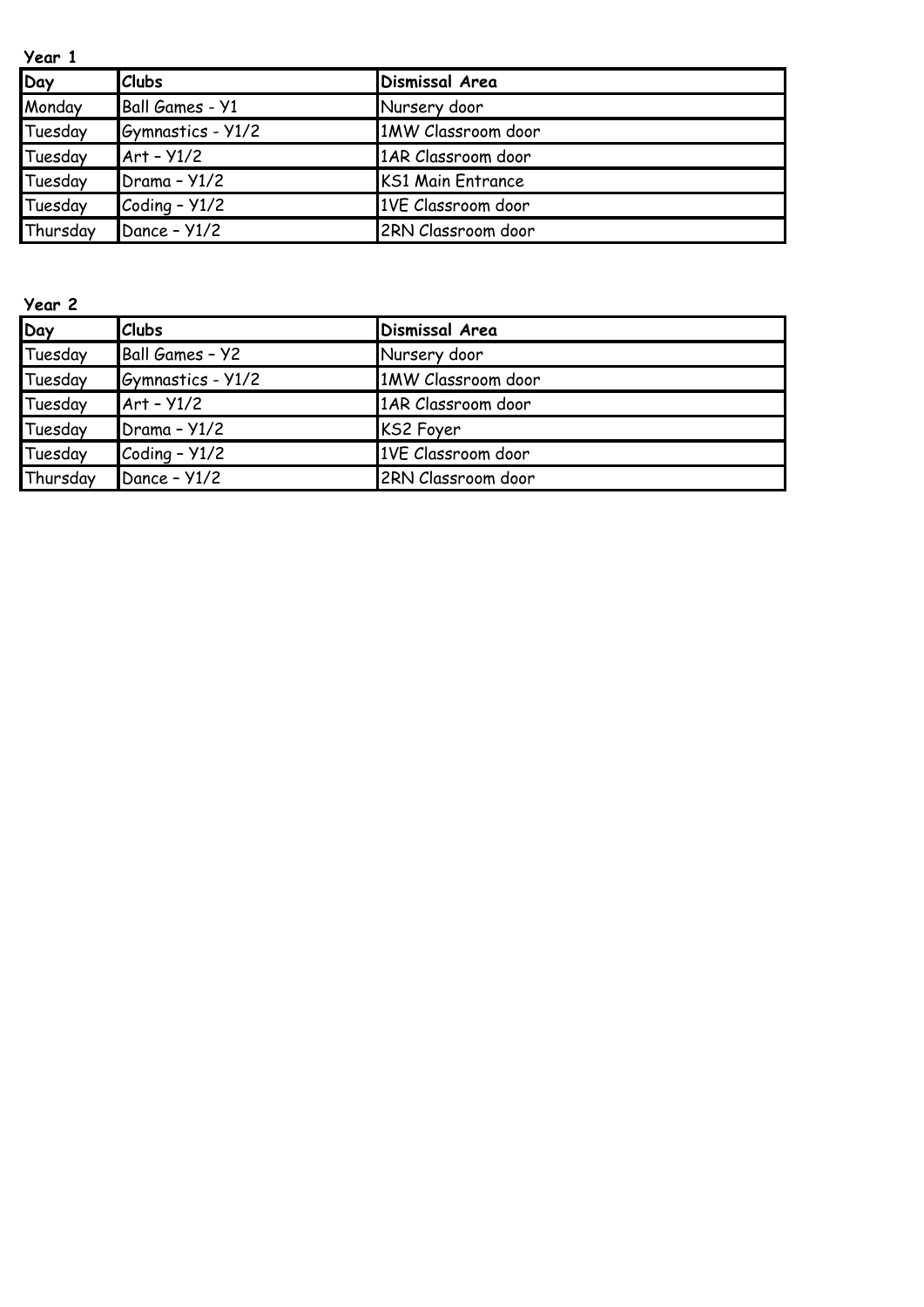**Year 1**

| Day | Clubs | Dismissal Area |
|---|---|---|
| Monday | Ball Games - Y1 | Nursery door |
| Tuesday | Gymnastics - Y1/2 | 1MW Classroom door |
| Tuesday | Art – Y1/2 | 1AR Classroom door |
| Tuesday | Drama – Y1/2 | KS1 Main Entrance |
| Tuesday | Coding – Y1/2 | 1VE Classroom door |
| Thursday | Dance – Y1/2 | 2RN Classroom door |

**Year 2**

| Day | Clubs | Dismissal Area |
|---|---|---|
| Tuesday | Ball Games – Y2 | Nursery door |
| Tuesday | Gymnastics - Y1/2 | 1MW Classroom door |
| Tuesday | Art – Y1/2 | 1AR Classroom door |
| Tuesday | Drama – Y1/2 | KS2 Foyer |
| Tuesday | Coding – Y1/2 | 1VE Classroom door |
| Thursday | Dance – Y1/2 | 2RN Classroom door |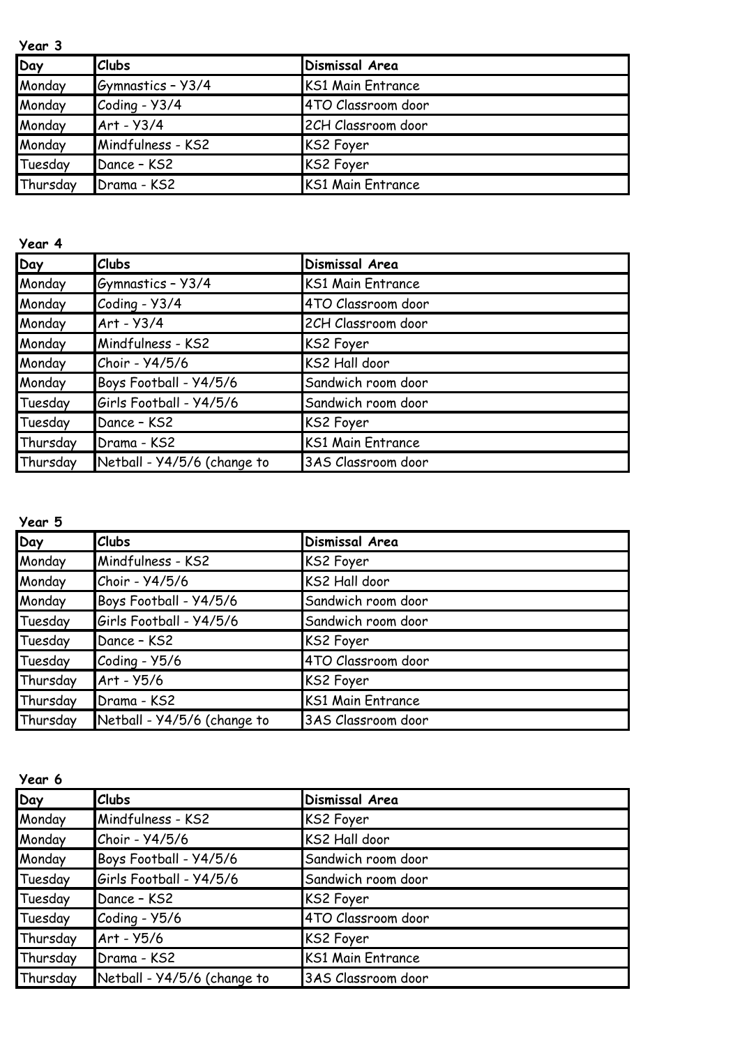**Year 3**

| Day | Clubs | Dismissal Area |
|---|---|---|
| Monday | Gymnastics – Y3/4 | KS1 Main Entrance |
| Monday | Coding - Y3/4 | 4TO Classroom door |
| Monday | Art - Y3/4 | 2CH Classroom door |
| Monday | Mindfulness - KS2 | KS2 Foyer |
| Tuesday | Dance – KS2 | KS2 Foyer |
| Thursday | Drama - KS2 | KS1 Main Entrance |

**Year 4**

| Day | Clubs | Dismissal Area |
|---|---|---|
| Monday | Gymnastics – Y3/4 | KS1 Main Entrance |
| Monday | Coding - Y3/4 | 4TO Classroom door |
| Monday | Art - Y3/4 | 2CH Classroom door |
| Monday | Mindfulness - KS2 | KS2 Foyer |
| Monday | Choir - Y4/5/6 | KS2 Hall door |
| Monday | Boys Football - Y4/5/6 | Sandwich room door |
| Tuesday | Girls Football - Y4/5/6 | Sandwich room door |
| Tuesday | Dance – KS2 | KS2 Foyer |
| Thursday | Drama - KS2 | KS1 Main Entrance |
| Thursday | Netball - Y4/5/6 (change to | 3AS Classroom door |

**Year 5**

| Day | Clubs | Dismissal Area |
|---|---|---|
| Monday | Mindfulness - KS2 | KS2 Foyer |
| Monday | Choir - Y4/5/6 | KS2 Hall door |
| Monday | Boys Football - Y4/5/6 | Sandwich room door |
| Tuesday | Girls Football - Y4/5/6 | Sandwich room door |
| Tuesday | Dance – KS2 | KS2 Foyer |
| Tuesday | Coding - Y5/6 | 4TO Classroom door |
| Thursday | Art - Y5/6 | KS2 Foyer |
| Thursday | Drama - KS2 | KS1 Main Entrance |
| Thursday | Netball - Y4/5/6 (change to | 3AS Classroom door |

**Year 6**

| Day | Clubs | Dismissal Area |
|---|---|---|
| Monday | Mindfulness - KS2 | KS2 Foyer |
| Monday | Choir - Y4/5/6 | KS2 Hall door |
| Monday | Boys Football - Y4/5/6 | Sandwich room door |
| Tuesday | Girls Football - Y4/5/6 | Sandwich room door |
| Tuesday | Dance – KS2 | KS2 Foyer |
| Tuesday | Coding - Y5/6 | 4TO Classroom door |
| Thursday | Art - Y5/6 | KS2 Foyer |
| Thursday | Drama - KS2 | KS1 Main Entrance |
| Thursday | Netball - Y4/5/6 (change to | 3AS Classroom door |